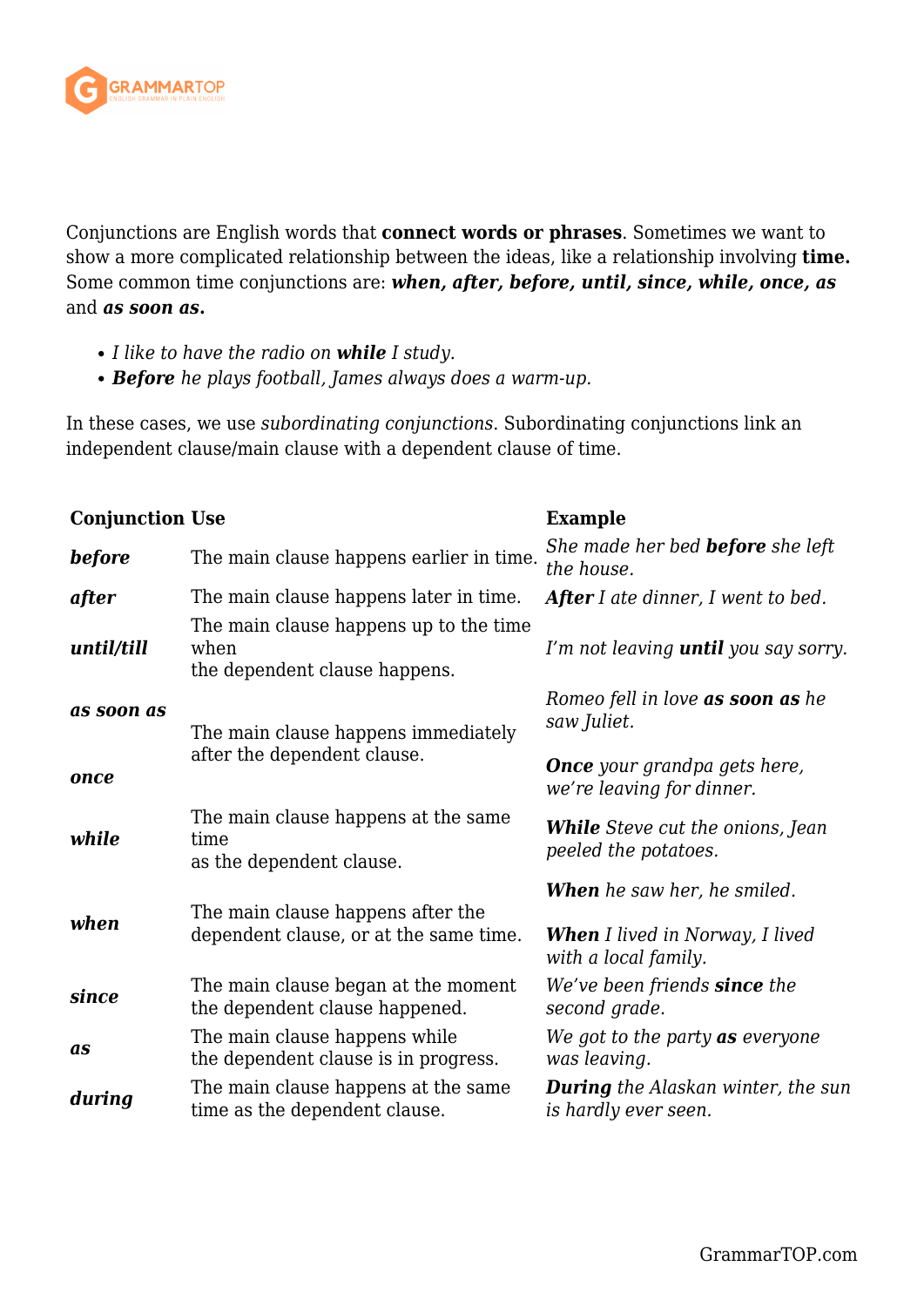Conjunctions are English words that **connect words or phrases**. Sometimes we want to show a more complicated relationship between the ideas, like a relationship involving **time.** Some common time conjunctions are: ***when, after, before, until, since, while, once, as*** and ***as soon as.***

- *I like to have the radio on **while** I study.*
- ***Before** he plays football, James always does a warm-up.*

In these cases, we use *subordinating conjunctions*. Subordinating conjunctions link an independent clause/main clause with a dependent clause of time.

| Conjunction | Use | Example |
|---|---|---|
| ***before*** | The main clause happens earlier in time. | *She made her bed **before** she left the house.* |
| ***after*** | The main clause happens later in time. | ***After** I ate dinner, I went to bed.* |
| ***until/till*** | The main clause happens up to the time when the dependent clause happens. | *I'm not leaving **until** you say sorry.* |
| ***as soon as*** | The main clause happens immediately after the dependent clause. | *Romeo fell in love **as soon as** he saw Juliet.* |
| ***once*** | | ***Once** your grandpa gets here, we're leaving for dinner.* |
| ***while*** | The main clause happens at the same time as the dependent clause. | ***While** Steve cut the onions, Jean peeled the potatoes.* |
| ***when*** | The main clause happens after the dependent clause, or at the same time. | ***When** he saw her, he smiled.* ***When** I lived in Norway, I lived with a local family.* |
| ***since*** | The main clause began at the moment the dependent clause happened. | *We've been friends **since** the second grade.* |
| ***as*** | The main clause happens while the dependent clause is in progress. | *We got to the party **as** everyone was leaving.* |
| ***during*** | The main clause happens at the same time as the dependent clause. | ***During** the Alaskan winter, the sun is hardly ever seen.* |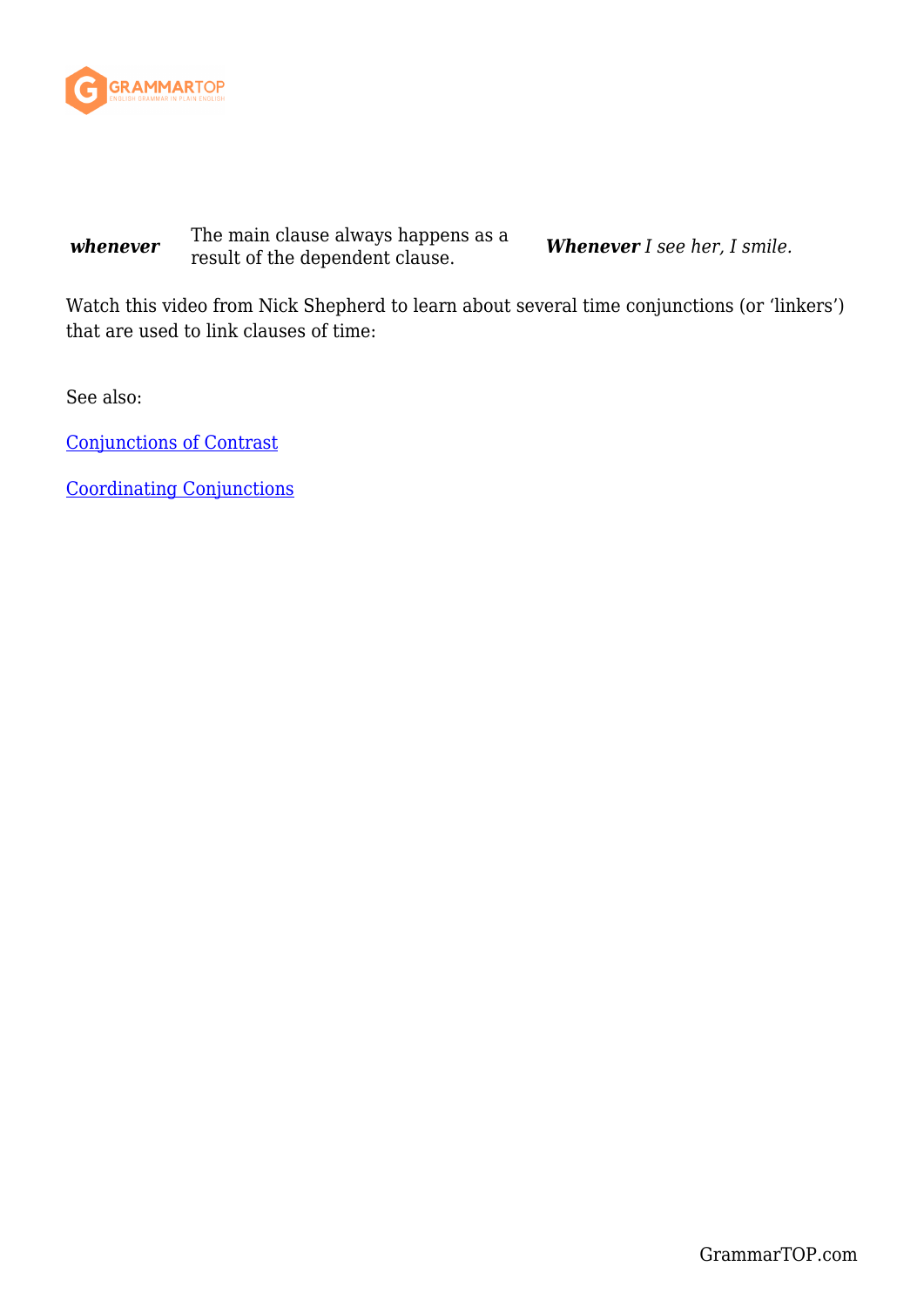| | | |
|---|---|---|
| ***whenever*** | The main clause always happens as a result of the dependent clause. | ***Whenever*** *I see her, I smile.* |

Watch this video from Nick Shepherd to learn about several time conjunctions (or 'linkers') that are used to link clauses of time:

See also:

[Conjunctions of Contrast]

[Coordinating Conjunctions]